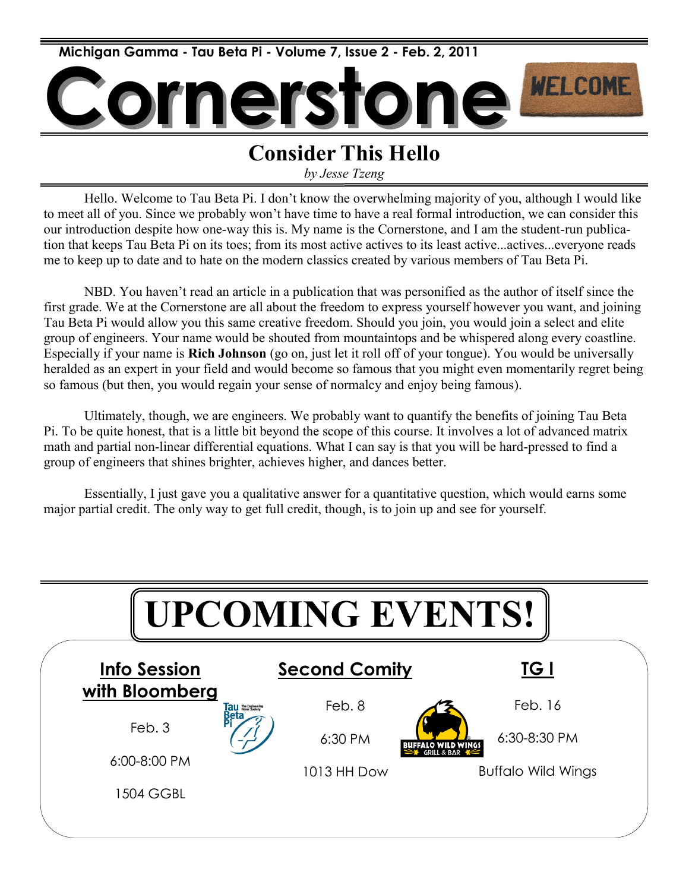Michigan Gamma - Tau Beta Pi - Volume 7, Issue 2 - Feb. 2, 2011

# Cornerstone

## Consider This Hello

*by Jesse Tzeng*

Hello. Welcome to Tau Beta Pi. I don't know the overwhelming majority of you, although I would like to meet all of you. Since we probably won't have time to have a real formal introduction, we can consider this our introduction despite how one-way this is. My name is the Cornerstone, and I am the student-run publication that keeps Tau Beta Pi on its toes; from its most active actives to its least active...actives...everyone reads me to keep up to date and to hate on the modern classics created by various members of Tau Beta Pi.

NBD. You haven't read an article in a publication that was personified as the author of itself since the first grade. We at the Cornerstone are all about the freedom to express yourself however you want, and joining Tau Beta Pi would allow you this same creative freedom. Should you join, you would join a select and elite group of engineers. Your name would be shouted from mountaintops and be whispered along every coastline. Especially if your name is **Rich Johnson** (go on, just let it roll off of your tongue). You would be universally heralded as an expert in your field and would become so famous that you might even momentarily regret being so famous (but then, you would regain your sense of normalcy and enjoy being famous).

Ultimately, though, we are engineers. We probably want to quantify the benefits of joining Tau Beta Pi. To be quite honest, that is a little bit beyond the scope of this course. It involves a lot of advanced matrix math and partial non-linear differential equations. What I can say is that you will be hard-pressed to find a group of engineers that shines brighter, achieves higher, and dances better.

Essentially, I just gave you a qualitative answer for a quantitative question, which would earns some major partial credit. The only way to get full credit, though, is to join up and see for yourself.

# UPCOMING EVENTS!

### Info Session with Bloomberg

Feb. 3

6:00-8:00 PM

1504 GGBL

### Second Comity

Feb. 8

6:30 PM

1013 HH Dow

### TG I

Feb. 16

6:30-8:30 PM

Buffalo Wild Wings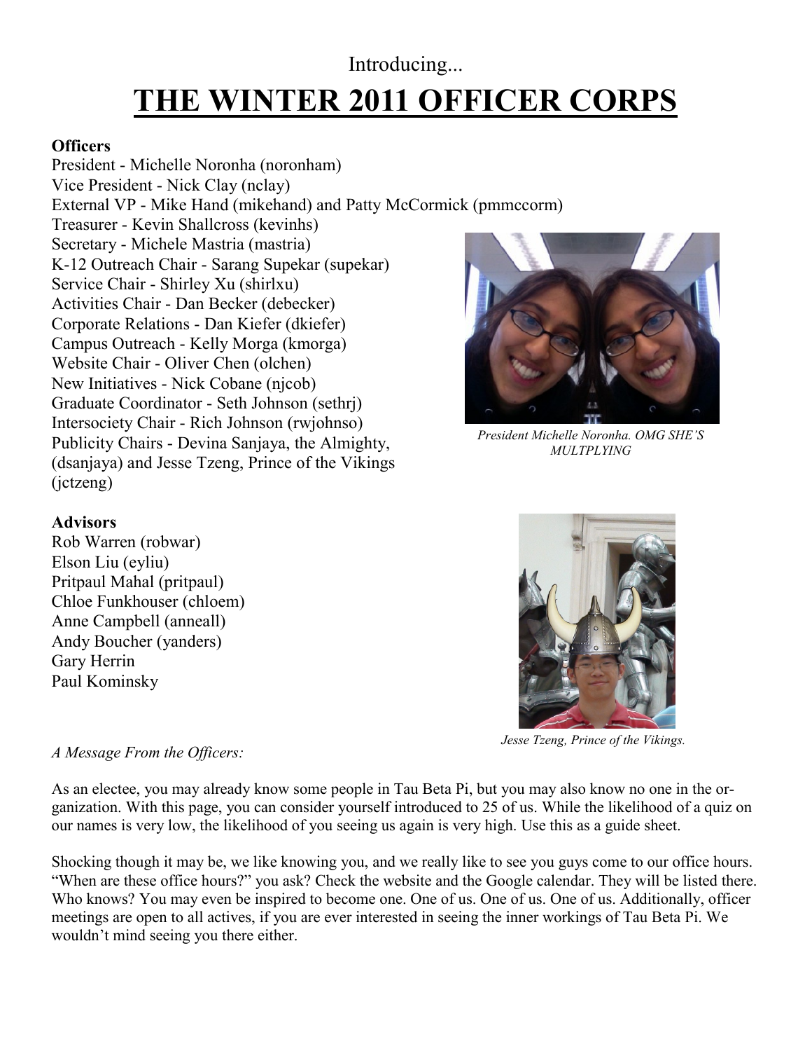Introducing...

# THE WINTER 2011 OFFICER CORPS

**Officers**

President - Michelle Noronha (noronham)
Vice President - Nick Clay (nclay)
External VP - Mike Hand (mikehand) and Patty McCormick (pmmccorm)
Treasurer - Kevin Shallcross (kevinhs)
Secretary - Michele Mastria (mastria)
K-12 Outreach Chair - Sarang Supekar (supekar)
Service Chair - Shirley Xu (shirlxu)
Activities Chair - Dan Becker (debecker)
Corporate Relations - Dan Kiefer (dkiefer)
Campus Outreach - Kelly Morga (kmorga)
Website Chair - Oliver Chen (olchen)
New Initiatives - Nick Cobane (njcob)
Graduate Coordinator - Seth Johnson (sethrj)
Intersociety Chair - Rich Johnson (rwjohnso)
Publicity Chairs - Devina Sanjaya, the Almighty, (dsanjaya) and Jesse Tzeng, Prince of the Vikings (jctzeng)

*President Michelle Noronha. OMG SHE'S MULTPLYING*

**Advisors**

Rob Warren (robwar)
Elson Liu (eyliu)
Pritpaul Mahal (pritpaul)
Chloe Funkhouser (chloem)
Anne Campbell (anneall)
Andy Boucher (yanders)
Gary Herrin
Paul Kominsky

*Jesse Tzeng, Prince of the Vikings.*

*A Message From the Officers:*

As an electee, you may already know some people in Tau Beta Pi, but you may also know no one in the organization. With this page, you can consider yourself introduced to 25 of us. While the likelihood of a quiz on our names is very low, the likelihood of you seeing us again is very high. Use this as a guide sheet.

Shocking though it may be, we like knowing you, and we really like to see you guys come to our office hours. "When are these office hours?" you ask? Check the website and the Google calendar. They will be listed there. Who knows? You may even be inspired to become one. One of us. One of us. One of us. Additionally, officer meetings are open to all actives, if you are ever interested in seeing the inner workings of Tau Beta Pi. We wouldn't mind seeing you there either.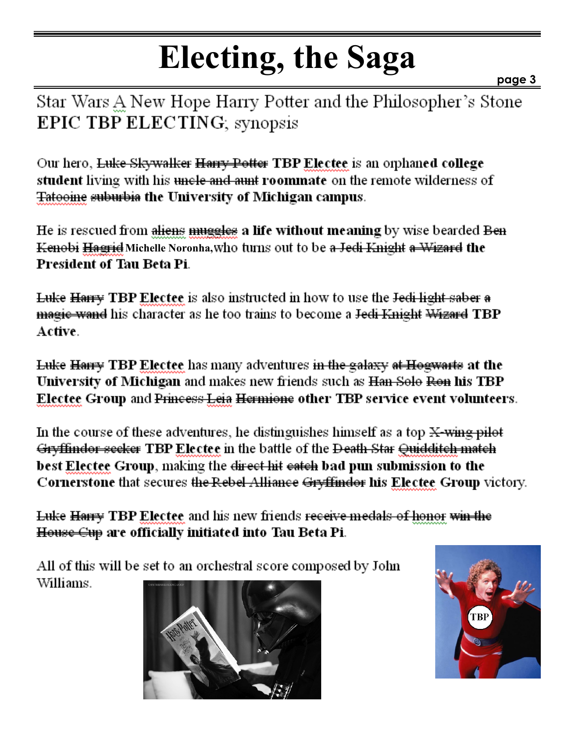# Electing, the Saga

Star Wars A New Hope Harry Potter and the Philosopher's Stone **EPIC TBP ELECTING**; synopsis

Our hero, ~~Luke Skywalker~~ ~~Harry Potter~~ **TBP Electee** is an orphaned **college student** living with his ~~uncle and aunt~~ **roommate** on the remote wilderness of ~~Tatooine~~ ~~suburbia~~ **the University of Michigan campus**.

He is rescued from ~~aliens~~ ~~muggles~~ **a life without meaning** by wise bearded ~~Ben Kenobi~~ ~~Hagrid~~ **Michelle Noronha,** who turns out to be ~~a Jedi Knight~~ ~~a Wizard~~ **the President of Tau Beta Pi**.

~~Luke~~ ~~Harry~~ **TBP Electee** is also instructed in how to use the ~~Jedi light saber~~ ~~a magic wand~~ his character as he too trains to become a ~~Jedi Knight~~ ~~Wizard~~ **TBP Active**.

~~Luke~~ ~~Harry~~ **TBP Electee** has many adventures ~~in the galaxy~~ ~~at Hogwarts~~ **at the University of Michigan** and makes new friends such as ~~Han Solo~~ ~~Ron~~ **his TBP Electee Group** and ~~Princess Leia~~ ~~Hermione~~ **other TBP service event volunteers**.

In the course of these adventures, he distinguishes himself as a top ~~X-wing pilot~~ ~~Gryffindor seeker~~ **TBP Electee** in the battle of the ~~Death Star~~ ~~Quidditch match~~ **best Electee Group**, making the ~~direct hit~~ ~~catch~~ **bad pun submission to the Cornerstone** that secures ~~the Rebel Alliance~~ ~~Gryffindor~~ **his Electee Group** victory.

~~Luke~~ ~~Harry~~ **TBP Electee** and his new friends ~~receive medals of honor~~ ~~win the House Cup~~ **are officially initiated into Tau Beta Pi**.

All of this will be set to an orchestral score composed by John Williams.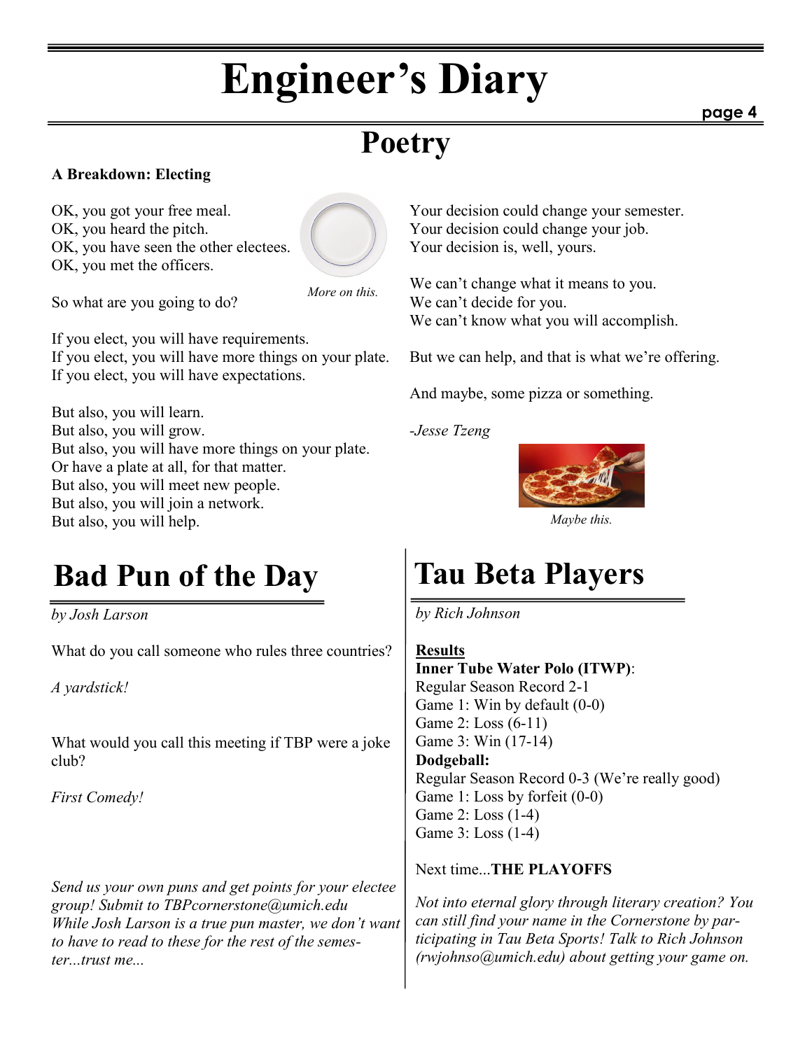# Poetry

**A Breakdown: Electing**

OK, you got your free meal.
OK, you heard the pitch.
OK, you have seen the other electees.
OK, you met the officers.

*More on this.*

So what are you going to do?

If you elect, you will have requirements.
If you elect, you will have more things on your plate.
If you elect, you will have expectations.

But also, you will learn.
But also, you will grow.
But also, you will have more things on your plate.
Or have a plate at all, for that matter.
But also, you will meet new people.
But also, you will join a network.
But also, you will help.

Your decision could change your semester.
Your decision could change your job.
Your decision is, well, yours.

We can't change what it means to you.
We can't decide for you.
We can't know what you will accomplish.

But we can help, and that is what we're offering.

And maybe, some pizza or something.

*-Jesse Tzeng*

*Maybe this.*

# Bad Pun of the Day

*by Josh Larson*

What do you call someone who rules three countries?

*A yardstick!*

What would you call this meeting if TBP were a joke club?

*First Comedy!*

*Send us your own puns and get points for your electee group! Submit to TBPcornerstone@umich.edu While Josh Larson is a true pun master, we don't want to have to read to these for the rest of the semester...trust me...*

# Tau Beta Players

*by Rich Johnson*

**Results**

**Inner Tube Water Polo (ITWP)**:
Regular Season Record 2-1
Game 1: Win by default (0-0)
Game 2: Loss (6-11)
Game 3: Win (17-14)

**Dodgeball:**
Regular Season Record 0-3 (We're really good)
Game 1: Loss by forfeit (0-0)
Game 2: Loss (1-4)
Game 3: Loss (1-4)

Next time...**THE PLAYOFFS**

*Not into eternal glory through literary creation? You can still find your name in the Cornerstone by participating in Tau Beta Sports! Talk to Rich Johnson (rwjohnso@umich.edu) about getting your game on.*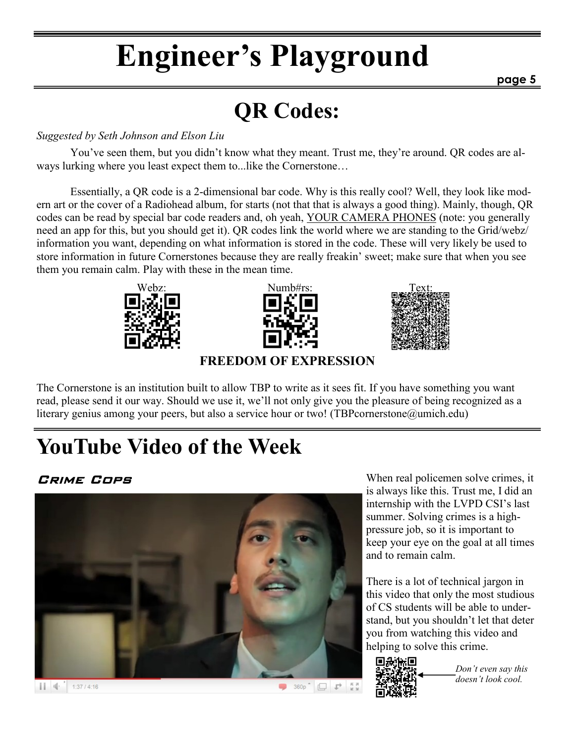# Engineer's Playground

## QR Codes:

*Suggested by Seth Johnson and Elson Liu*

You've seen them, but you didn't know what they meant. Trust me, they're around. QR codes are always lurking where you least expect them to...like the Cornerstone…

Essentially, a QR code is a 2-dimensional bar code. Why is this really cool? Well, they look like modern art or the cover of a Radiohead album, for starts (not that that is always a good thing). Mainly, though, QR codes can be read by special bar code readers and, oh yeah, YOUR CAMERA PHONES (note: you generally need an app for this, but you should get it). QR codes link the world where we are standing to the Grid/webz/information you want, depending on what information is stored in the code. These will very likely be used to store information in future Cornerstones because they are really freakin' sweet; make sure that when you see them you remain calm. Play with these in the mean time.

Webz:

Numb#rs:

Text:

**FREEDOM OF EXPRESSION**

The Cornerstone is an institution built to allow TBP to write as it sees fit. If you have something you want read, please send it our way. Should we use it, we'll not only give you the pleasure of being recognized as a literary genius among your peers, but also a service hour or two! (TBPcornerstone@umich.edu)

# YouTube Video of the Week

### Crime Cops

When real policemen solve crimes, it is always like this. Trust me, I did an internship with the LVPD CSI's last summer. Solving crimes is a high-pressure job, so it is important to keep your eye on the goal at all times and to remain calm.

There is a lot of technical jargon in this video that only the most studious of CS students will be able to understand, but you shouldn't let that deter you from watching this video and helping to solve this crime.

*Don't even say this doesn't look cool.*